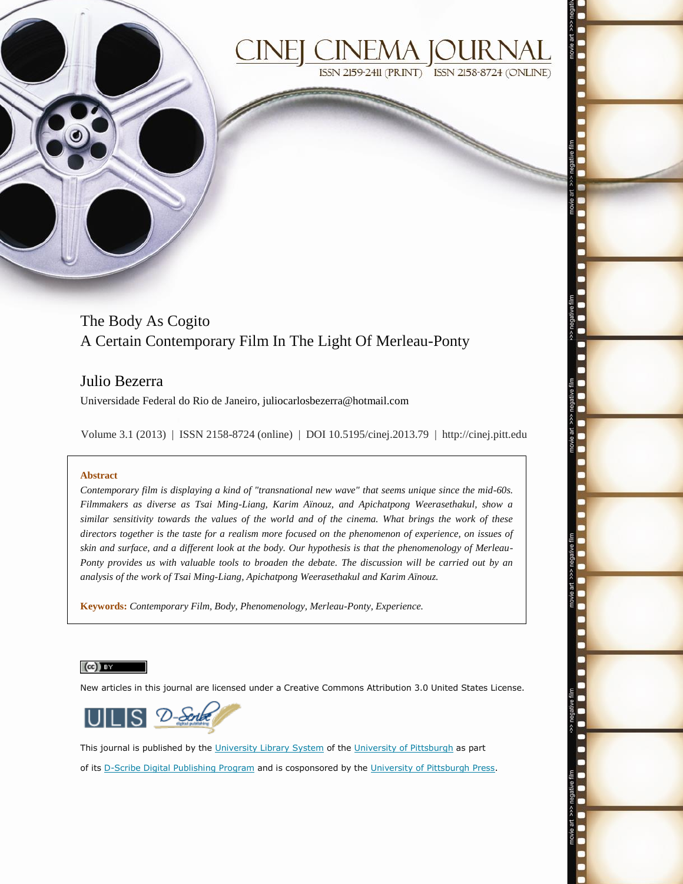# CINEJ CINEMA JOURNAL

ISSN 2159-2411 (PRINT) ISSN 2158-8724 (ONLINE)

# The Body As Cogito
## A Certain Contemporary Film In The Light Of Merleau-Ponty

### Julio Bezerra

Universidade Federal do Rio de Janeiro, juliocarlosbezerra@hotmail.com

Volume 3.1 (2013) | ISSN 2158-8724 (online) | DOI 10.5195/cinej.2013.79 | http://cinej.pitt.edu

**Abstract**

*Contemporary film is displaying a kind of "transnational new wave" that seems unique since the mid-60s. Filmmakers as diverse as Tsai Ming-Liang, Karim Aïnouz, and Apichatpong Weerasethakul, show a similar sensitivity towards the values of the world and of the cinema. What brings the work of these directors together is the taste for a realism more focused on the phenomenon of experience, on issues of skin and surface, and a different look at the body. Our hypothesis is that the phenomenology of Merleau-Ponty provides us with valuable tools to broaden the debate. The discussion will be carried out by an analysis of the work of Tsai Ming-Liang, Apichatpong Weerasethakul and Karim Aïnouz.*

**Keywords:** *Contemporary Film, Body, Phenomenology, Merleau-Ponty, Experience.*

(cc) BY

New articles in this journal are licensed under a Creative Commons Attribution 3.0 United States License.

ULS D-Scribe

This journal is published by the University Library System of the University of Pittsburgh as part of its D-Scribe Digital Publishing Program and is cosponsored by the University of Pittsburgh Press.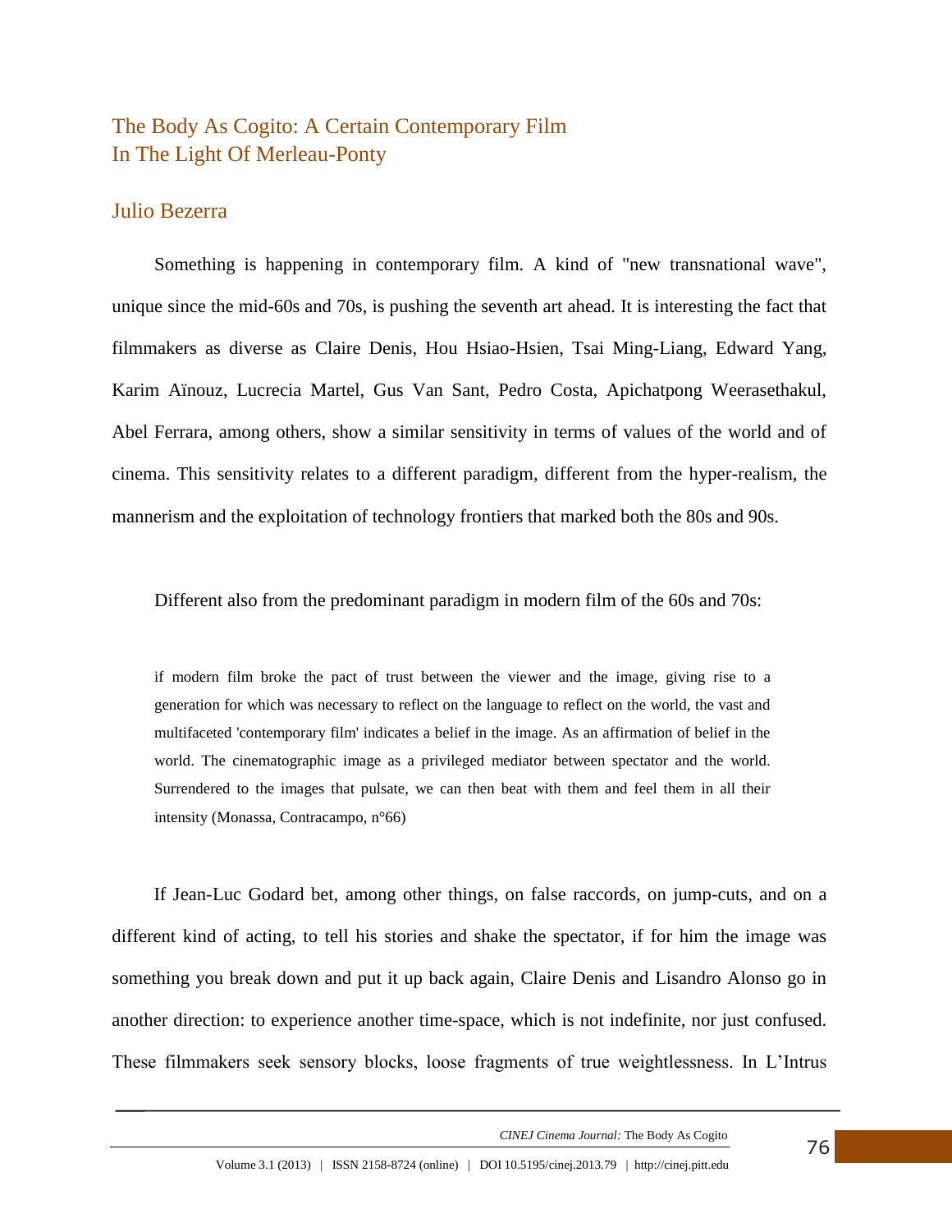# The Body As Cogito: A Certain Contemporary Film In The Light Of Merleau-Ponty

## Julio Bezerra

Something is happening in contemporary film. A kind of "new transnational wave", unique since the mid-60s and 70s, is pushing the seventh art ahead. It is interesting the fact that filmmakers as diverse as Claire Denis, Hou Hsiao-Hsien, Tsai Ming-Liang, Edward Yang, Karim Aïnouz, Lucrecia Martel, Gus Van Sant, Pedro Costa, Apichatpong Weerasethakul, Abel Ferrara, among others, show a similar sensitivity in terms of values of the world and of cinema. This sensitivity relates to a different paradigm, different from the hyper-realism, the mannerism and the exploitation of technology frontiers that marked both the 80s and 90s.

Different also from the predominant paradigm in modern film of the 60s and 70s:

> if modern film broke the pact of trust between the viewer and the image, giving rise to a generation for which was necessary to reflect on the language to reflect on the world, the vast and multifaceted 'contemporary film' indicates a belief in the image. As an affirmation of belief in the world. The cinematographic image as a privileged mediator between spectator and the world. Surrendered to the images that pulsate, we can then beat with them and feel them in all their intensity (Monassa, Contracampo, n°66)

If Jean-Luc Godard bet, among other things, on false raccords, on jump-cuts, and on a different kind of acting, to tell his stories and shake the spectator, if for him the image was something you break down and put it up back again, Claire Denis and Lisandro Alonso go in another direction: to experience another time-space, which is not indefinite, nor just confused. These filmmakers seek sensory blocks, loose fragments of true weightlessness. In L'Intrus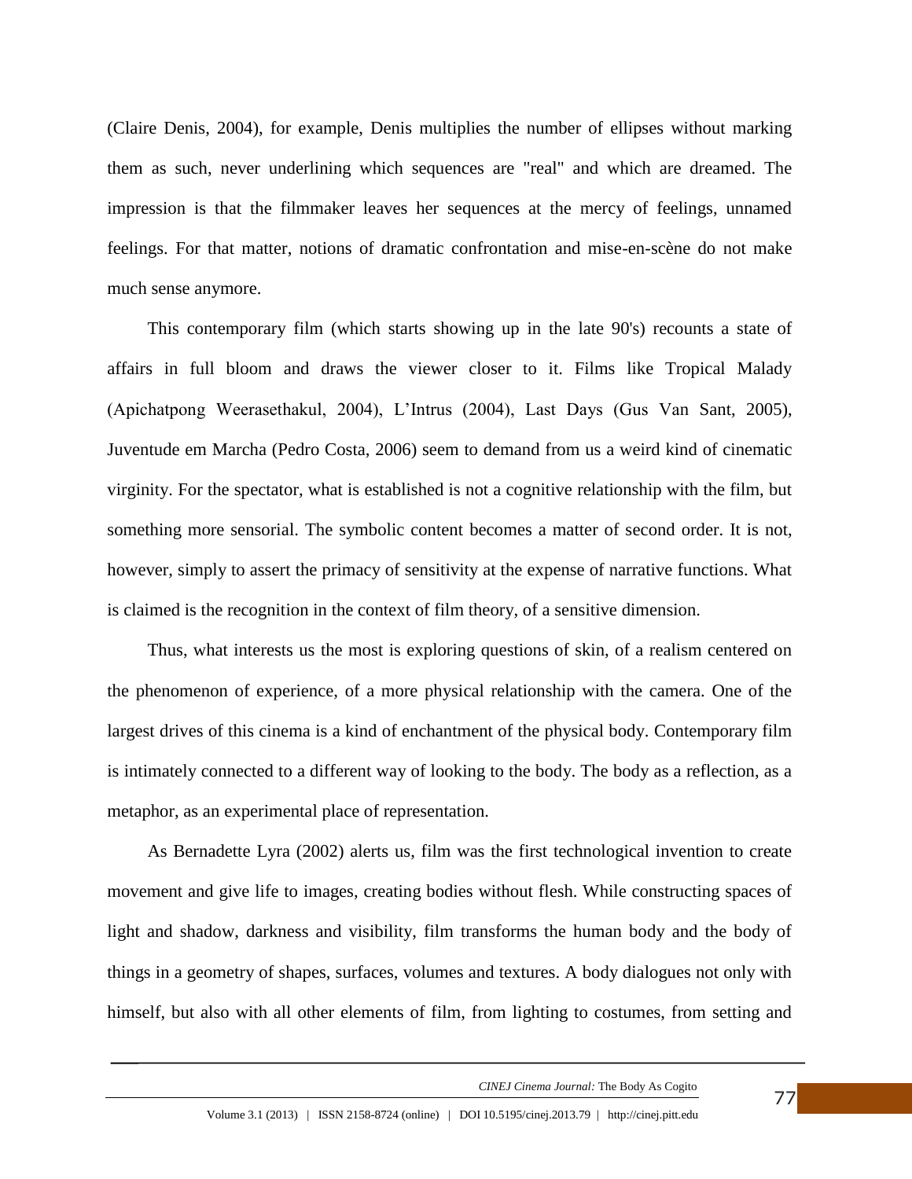(Claire Denis, 2004), for example, Denis multiplies the number of ellipses without marking them as such, never underlining which sequences are "real" and which are dreamed. The impression is that the filmmaker leaves her sequences at the mercy of feelings, unnamed feelings. For that matter, notions of dramatic confrontation and mise-en-scène do not make much sense anymore.

This contemporary film (which starts showing up in the late 90's) recounts a state of affairs in full bloom and draws the viewer closer to it. Films like Tropical Malady (Apichatpong Weerasethakul, 2004), L'Intrus (2004), Last Days (Gus Van Sant, 2005), Juventude em Marcha (Pedro Costa, 2006) seem to demand from us a weird kind of cinematic virginity. For the spectator, what is established is not a cognitive relationship with the film, but something more sensorial. The symbolic content becomes a matter of second order. It is not, however, simply to assert the primacy of sensitivity at the expense of narrative functions. What is claimed is the recognition in the context of film theory, of a sensitive dimension.

Thus, what interests us the most is exploring questions of skin, of a realism centered on the phenomenon of experience, of a more physical relationship with the camera. One of the largest drives of this cinema is a kind of enchantment of the physical body. Contemporary film is intimately connected to a different way of looking to the body. The body as a reflection, as a metaphor, as an experimental place of representation.

As Bernadette Lyra (2002) alerts us, film was the first technological invention to create movement and give life to images, creating bodies without flesh. While constructing spaces of light and shadow, darkness and visibility, film transforms the human body and the body of things in a geometry of shapes, surfaces, volumes and textures. A body dialogues not only with himself, but also with all other elements of film, from lighting to costumes, from setting and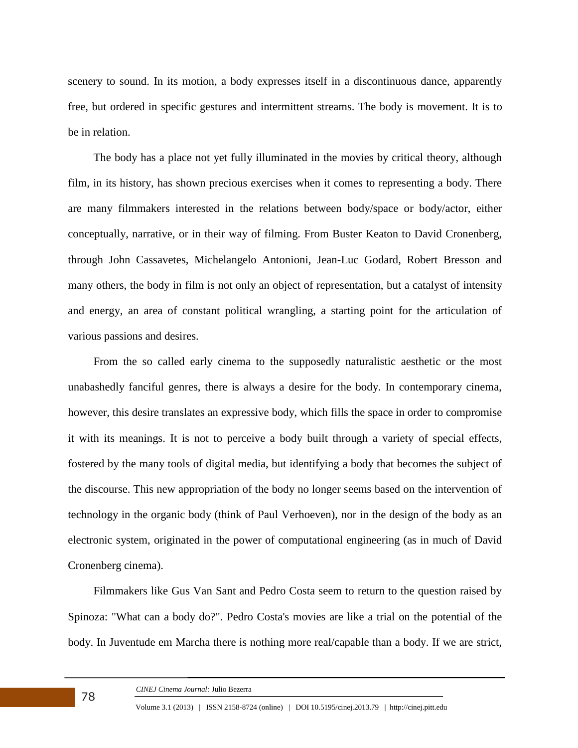scenery to sound. In its motion, a body expresses itself in a discontinuous dance, apparently free, but ordered in specific gestures and intermittent streams. The body is movement. It is to be in relation.

The body has a place not yet fully illuminated in the movies by critical theory, although film, in its history, has shown precious exercises when it comes to representing a body. There are many filmmakers interested in the relations between body/space or body/actor, either conceptually, narrative, or in their way of filming. From Buster Keaton to David Cronenberg, through John Cassavetes, Michelangelo Antonioni, Jean-Luc Godard, Robert Bresson and many others, the body in film is not only an object of representation, but a catalyst of intensity and energy, an area of constant political wrangling, a starting point for the articulation of various passions and desires.

From the so called early cinema to the supposedly naturalistic aesthetic or the most unabashedly fanciful genres, there is always a desire for the body. In contemporary cinema, however, this desire translates an expressive body, which fills the space in order to compromise it with its meanings. It is not to perceive a body built through a variety of special effects, fostered by the many tools of digital media, but identifying a body that becomes the subject of the discourse. This new appropriation of the body no longer seems based on the intervention of technology in the organic body (think of Paul Verhoeven), nor in the design of the body as an electronic system, originated in the power of computational engineering (as in much of David Cronenberg cinema).

Filmmakers like Gus Van Sant and Pedro Costa seem to return to the question raised by Spinoza: "What can a body do?". Pedro Costa's movies are like a trial on the potential of the body. In Juventude em Marcha there is nothing more real/capable than a body. If we are strict,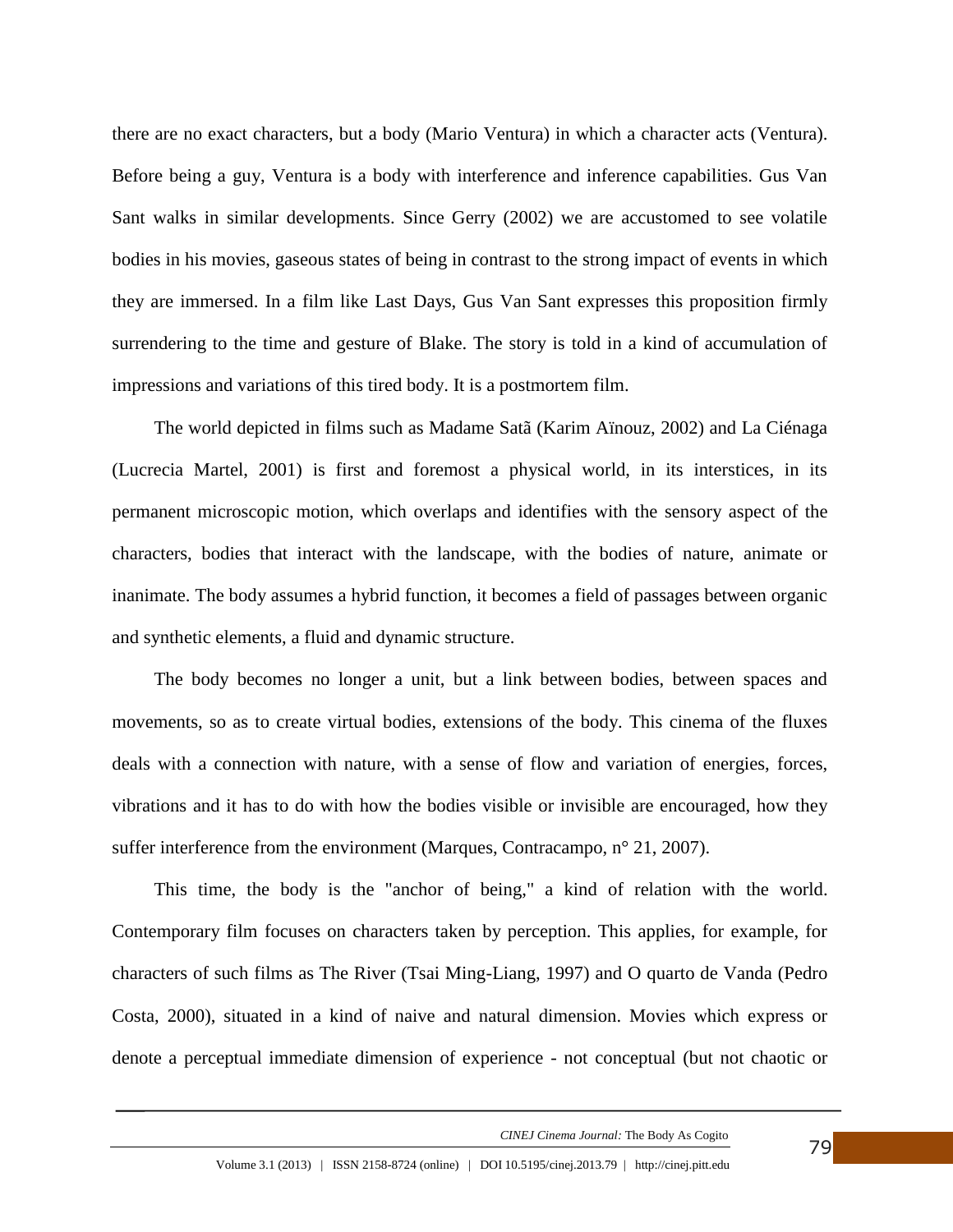there are no exact characters, but a body (Mario Ventura) in which a character acts (Ventura). Before being a guy, Ventura is a body with interference and inference capabilities. Gus Van Sant walks in similar developments. Since Gerry (2002) we are accustomed to see volatile bodies in his movies, gaseous states of being in contrast to the strong impact of events in which they are immersed. In a film like Last Days, Gus Van Sant expresses this proposition firmly surrendering to the time and gesture of Blake. The story is told in a kind of accumulation of impressions and variations of this tired body. It is a postmortem film.

The world depicted in films such as Madame Satã (Karim Aïnouz, 2002) and La Ciénaga (Lucrecia Martel, 2001) is first and foremost a physical world, in its interstices, in its permanent microscopic motion, which overlaps and identifies with the sensory aspect of the characters, bodies that interact with the landscape, with the bodies of nature, animate or inanimate. The body assumes a hybrid function, it becomes a field of passages between organic and synthetic elements, a fluid and dynamic structure.

The body becomes no longer a unit, but a link between bodies, between spaces and movements, so as to create virtual bodies, extensions of the body. This cinema of the fluxes deals with a connection with nature, with a sense of flow and variation of energies, forces, vibrations and it has to do with how the bodies visible or invisible are encouraged, how they suffer interference from the environment (Marques, Contracampo, n° 21, 2007).

This time, the body is the "anchor of being," a kind of relation with the world. Contemporary film focuses on characters taken by perception. This applies, for example, for characters of such films as The River (Tsai Ming-Liang, 1997) and O quarto de Vanda (Pedro Costa, 2000), situated in a kind of naive and natural dimension. Movies which express or denote a perceptual immediate dimension of experience - not conceptual (but not chaotic or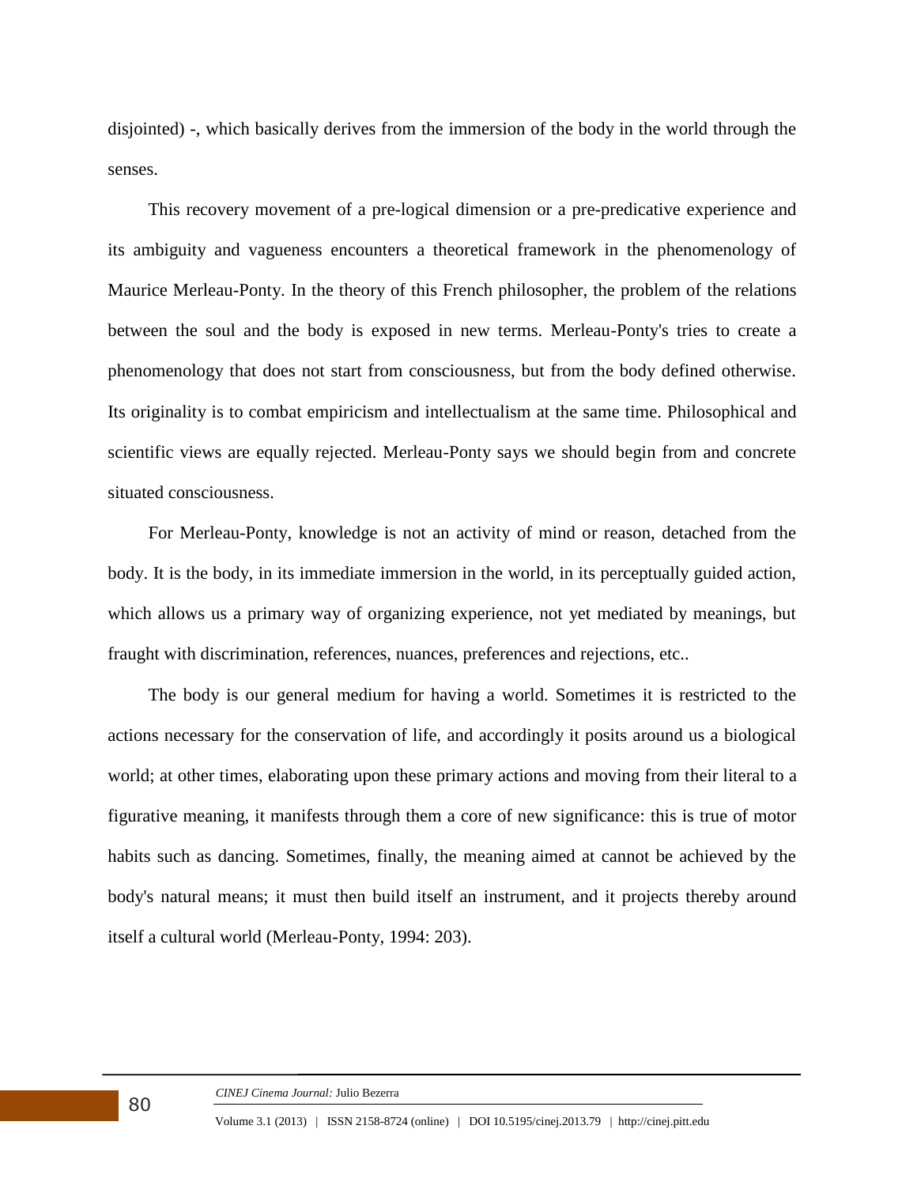disjointed) -, which basically derives from the immersion of the body in the world through the senses.

This recovery movement of a pre-logical dimension or a pre-predicative experience and its ambiguity and vagueness encounters a theoretical framework in the phenomenology of Maurice Merleau-Ponty. In the theory of this French philosopher, the problem of the relations between the soul and the body is exposed in new terms. Merleau-Ponty's tries to create a phenomenology that does not start from consciousness, but from the body defined otherwise. Its originality is to combat empiricism and intellectualism at the same time. Philosophical and scientific views are equally rejected. Merleau-Ponty says we should begin from and concrete situated consciousness.

For Merleau-Ponty, knowledge is not an activity of mind or reason, detached from the body. It is the body, in its immediate immersion in the world, in its perceptually guided action, which allows us a primary way of organizing experience, not yet mediated by meanings, but fraught with discrimination, references, nuances, preferences and rejections, etc..

The body is our general medium for having a world. Sometimes it is restricted to the actions necessary for the conservation of life, and accordingly it posits around us a biological world; at other times, elaborating upon these primary actions and moving from their literal to a figurative meaning, it manifests through them a core of new significance: this is true of motor habits such as dancing. Sometimes, finally, the meaning aimed at cannot be achieved by the body's natural means; it must then build itself an instrument, and it projects thereby around itself a cultural world (Merleau-Ponty, 1994: 203).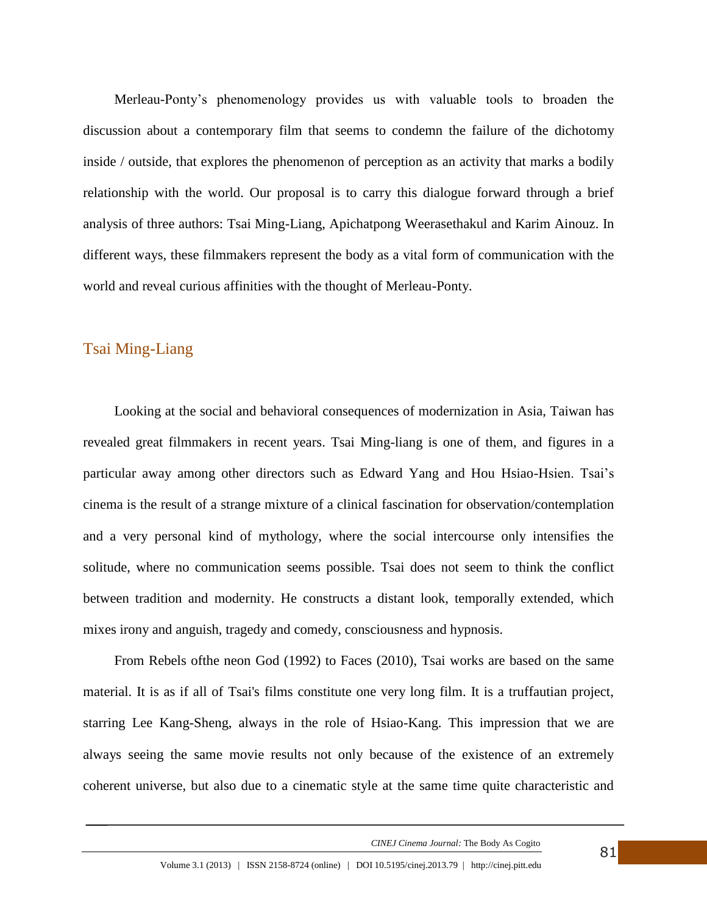Merleau-Ponty's phenomenology provides us with valuable tools to broaden the discussion about a contemporary film that seems to condemn the failure of the dichotomy inside / outside, that explores the phenomenon of perception as an activity that marks a bodily relationship with the world. Our proposal is to carry this dialogue forward through a brief analysis of three authors: Tsai Ming-Liang, Apichatpong Weerasethakul and Karim Ainouz. In different ways, these filmmakers represent the body as a vital form of communication with the world and reveal curious affinities with the thought of Merleau-Ponty.

## Tsai Ming-Liang

Looking at the social and behavioral consequences of modernization in Asia, Taiwan has revealed great filmmakers in recent years. Tsai Ming-liang is one of them, and figures in a particular away among other directors such as Edward Yang and Hou Hsiao-Hsien. Tsai's cinema is the result of a strange mixture of a clinical fascination for observation/contemplation and a very personal kind of mythology, where the social intercourse only intensifies the solitude, where no communication seems possible. Tsai does not seem to think the conflict between tradition and modernity. He constructs a distant look, temporally extended, which mixes irony and anguish, tragedy and comedy, consciousness and hypnosis.

From Rebels ofthe neon God (1992) to Faces (2010), Tsai works are based on the same material. It is as if all of Tsai's films constitute one very long film. It is a truffautian project, starring Lee Kang-Sheng, always in the role of Hsiao-Kang. This impression that we are always seeing the same movie results not only because of the existence of an extremely coherent universe, but also due to a cinematic style at the same time quite characteristic and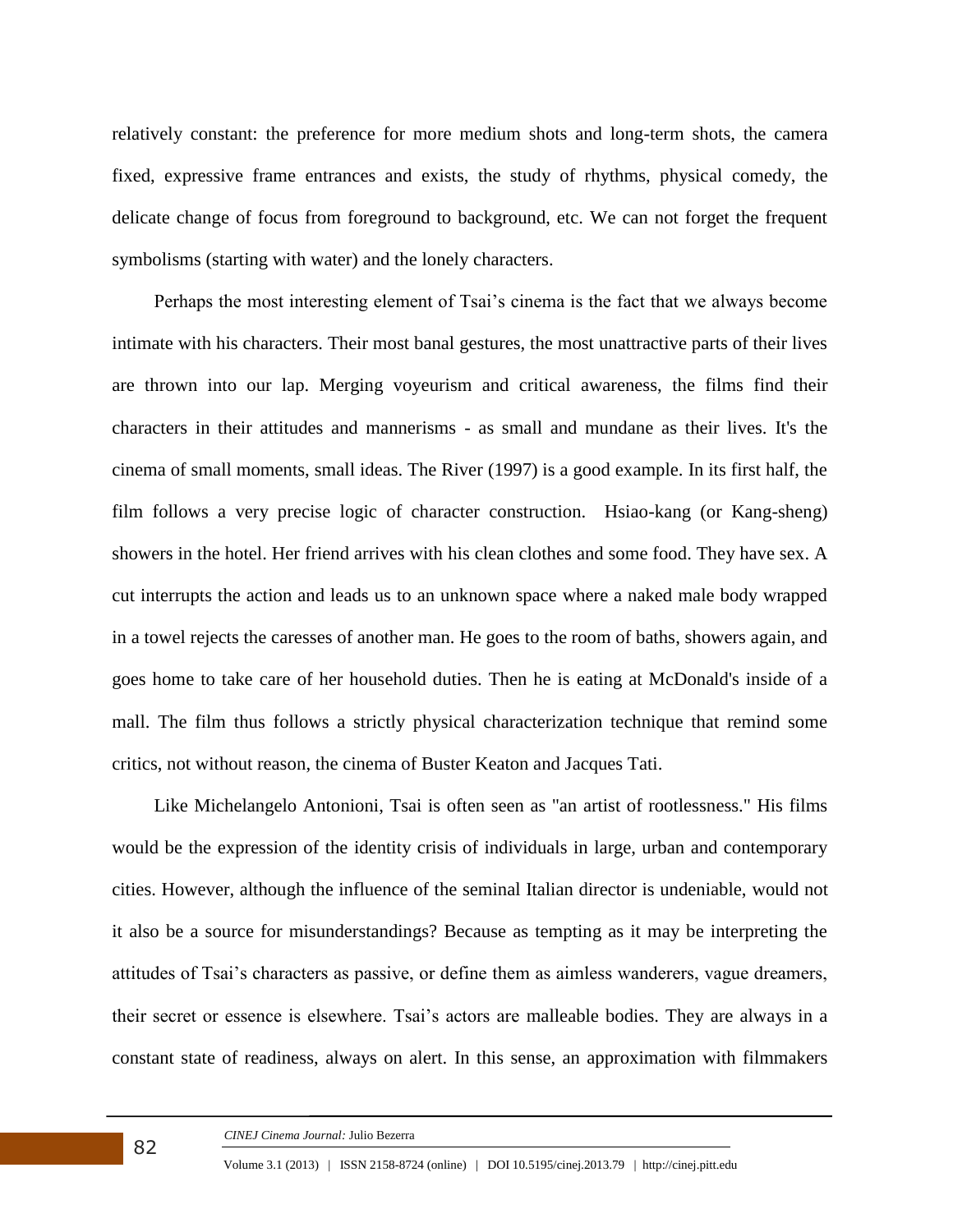relatively constant: the preference for more medium shots and long-term shots, the camera fixed, expressive frame entrances and exists, the study of rhythms, physical comedy, the delicate change of focus from foreground to background, etc. We can not forget the frequent symbolisms (starting with water) and the lonely characters.

Perhaps the most interesting element of Tsai's cinema is the fact that we always become intimate with his characters. Their most banal gestures, the most unattractive parts of their lives are thrown into our lap. Merging voyeurism and critical awareness, the films find their characters in their attitudes and mannerisms - as small and mundane as their lives. It's the cinema of small moments, small ideas. The River (1997) is a good example. In its first half, the film follows a very precise logic of character construction. Hsiao-kang (or Kang-sheng) showers in the hotel. Her friend arrives with his clean clothes and some food. They have sex. A cut interrupts the action and leads us to an unknown space where a naked male body wrapped in a towel rejects the caresses of another man. He goes to the room of baths, showers again, and goes home to take care of her household duties. Then he is eating at McDonald's inside of a mall. The film thus follows a strictly physical characterization technique that remind some critics, not without reason, the cinema of Buster Keaton and Jacques Tati.

Like Michelangelo Antonioni, Tsai is often seen as "an artist of rootlessness." His films would be the expression of the identity crisis of individuals in large, urban and contemporary cities. However, although the influence of the seminal Italian director is undeniable, would not it also be a source for misunderstandings? Because as tempting as it may be interpreting the attitudes of Tsai's characters as passive, or define them as aimless wanderers, vague dreamers, their secret or essence is elsewhere. Tsai's actors are malleable bodies. They are always in a constant state of readiness, always on alert. In this sense, an approximation with filmmakers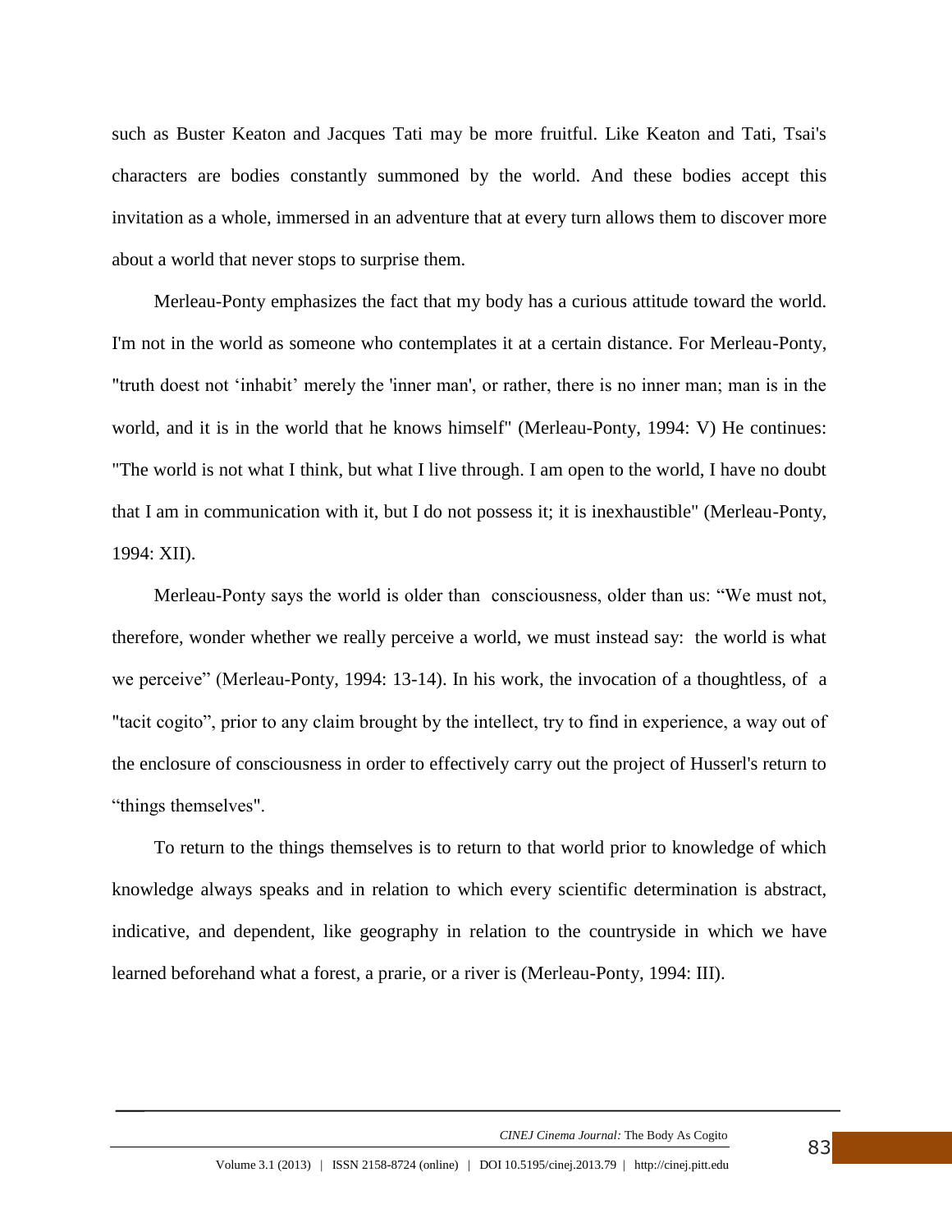such as Buster Keaton and Jacques Tati may be more fruitful. Like Keaton and Tati, Tsai's characters are bodies constantly summoned by the world. And these bodies accept this invitation as a whole, immersed in an adventure that at every turn allows them to discover more about a world that never stops to surprise them.

Merleau-Ponty emphasizes the fact that my body has a curious attitude toward the world. I'm not in the world as someone who contemplates it at a certain distance. For Merleau-Ponty, "truth doest not 'inhabit' merely the 'inner man', or rather, there is no inner man; man is in the world, and it is in the world that he knows himself" (Merleau-Ponty, 1994: V) He continues: "The world is not what I think, but what I live through. I am open to the world, I have no doubt that I am in communication with it, but I do not possess it; it is inexhaustible" (Merleau-Ponty, 1994: XII).

Merleau-Ponty says the world is older than consciousness, older than us: "We must not, therefore, wonder whether we really perceive a world, we must instead say: the world is what we perceive" (Merleau-Ponty, 1994: 13-14). In his work, the invocation of a thoughtless, of a "tacit cogito", prior to any claim brought by the intellect, try to find in experience, a way out of the enclosure of consciousness in order to effectively carry out the project of Husserl's return to "things themselves".

To return to the things themselves is to return to that world prior to knowledge of which knowledge always speaks and in relation to which every scientific determination is abstract, indicative, and dependent, like geography in relation to the countryside in which we have learned beforehand what a forest, a prarie, or a river is (Merleau-Ponty, 1994: III).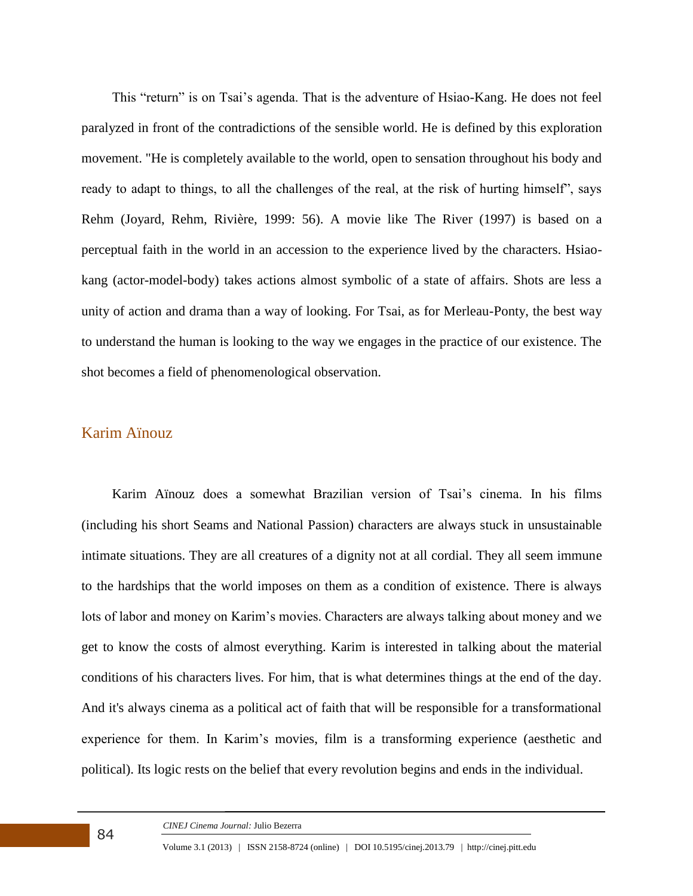This "return" is on Tsai's agenda. That is the adventure of Hsiao-Kang. He does not feel paralyzed in front of the contradictions of the sensible world. He is defined by this exploration movement. "He is completely available to the world, open to sensation throughout his body and ready to adapt to things, to all the challenges of the real, at the risk of hurting himself", says Rehm (Joyard, Rehm, Rivière, 1999: 56). A movie like The River (1997) is based on a perceptual faith in the world in an accession to the experience lived by the characters. Hsiao-kang (actor-model-body) takes actions almost symbolic of a state of affairs. Shots are less a unity of action and drama than a way of looking. For Tsai, as for Merleau-Ponty, the best way to understand the human is looking to the way we engages in the practice of our existence. The shot becomes a field of phenomenological observation.

## Karim Aïnouz

Karim Aïnouz does a somewhat Brazilian version of Tsai's cinema. In his films (including his short Seams and National Passion) characters are always stuck in unsustainable intimate situations. They are all creatures of a dignity not at all cordial. They all seem immune to the hardships that the world imposes on them as a condition of existence. There is always lots of labor and money on Karim's movies. Characters are always talking about money and we get to know the costs of almost everything. Karim is interested in talking about the material conditions of his characters lives. For him, that is what determines things at the end of the day. And it's always cinema as a political act of faith that will be responsible for a transformational experience for them. In Karim's movies, film is a transforming experience (aesthetic and political). Its logic rests on the belief that every revolution begins and ends in the individual.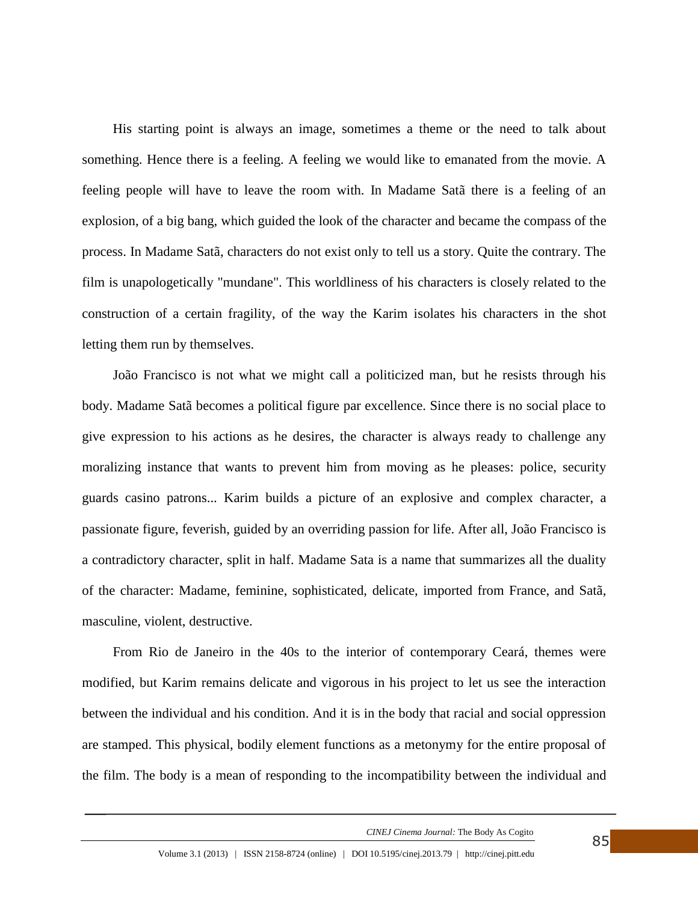His starting point is always an image, sometimes a theme or the need to talk about something. Hence there is a feeling. A feeling we would like to emanated from the movie. A feeling people will have to leave the room with. In Madame Satã there is a feeling of an explosion, of a big bang, which guided the look of the character and became the compass of the process. In Madame Satã, characters do not exist only to tell us a story. Quite the contrary. The film is unapologetically "mundane". This worldliness of his characters is closely related to the construction of a certain fragility, of the way the Karim isolates his characters in the shot letting them run by themselves.

João Francisco is not what we might call a politicized man, but he resists through his body. Madame Satã becomes a political figure par excellence. Since there is no social place to give expression to his actions as he desires, the character is always ready to challenge any moralizing instance that wants to prevent him from moving as he pleases: police, security guards casino patrons... Karim builds a picture of an explosive and complex character, a passionate figure, feverish, guided by an overriding passion for life. After all, João Francisco is a contradictory character, split in half. Madame Sata is a name that summarizes all the duality of the character: Madame, feminine, sophisticated, delicate, imported from France, and Satã, masculine, violent, destructive.

From Rio de Janeiro in the 40s to the interior of contemporary Ceará, themes were modified, but Karim remains delicate and vigorous in his project to let us see the interaction between the individual and his condition. And it is in the body that racial and social oppression are stamped. This physical, bodily element functions as a metonymy for the entire proposal of the film. The body is a mean of responding to the incompatibility between the individual and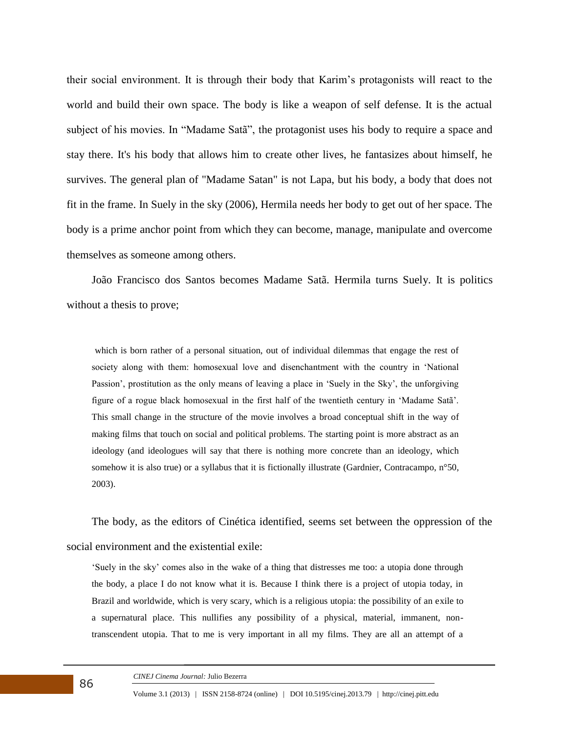their social environment. It is through their body that Karim's protagonists will react to the world and build their own space. The body is like a weapon of self defense. It is the actual subject of his movies. In "Madame Satã", the protagonist uses his body to require a space and stay there. It's his body that allows him to create other lives, he fantasizes about himself, he survives. The general plan of "Madame Satan" is not Lapa, but his body, a body that does not fit in the frame. In Suely in the sky (2006), Hermila needs her body to get out of her space. The body is a prime anchor point from which they can become, manage, manipulate and overcome themselves as someone among others.

João Francisco dos Santos becomes Madame Satã. Hermila turns Suely. It is politics without a thesis to prove;

> which is born rather of a personal situation, out of individual dilemmas that engage the rest of society along with them: homosexual love and disenchantment with the country in 'National Passion', prostitution as the only means of leaving a place in 'Suely in the Sky', the unforgiving figure of a rogue black homosexual in the first half of the twentieth century in 'Madame Satã'. This small change in the structure of the movie involves a broad conceptual shift in the way of making films that touch on social and political problems. The starting point is more abstract as an ideology (and ideologues will say that there is nothing more concrete than an ideology, which somehow it is also true) or a syllabus that it is fictionally illustrate (Gardnier, Contracampo, n°50, 2003).

The body, as the editors of Cinética identified, seems set between the oppression of the social environment and the existential exile:

> 'Suely in the sky' comes also in the wake of a thing that distresses me too: a utopia done through the body, a place I do not know what it is. Because I think there is a project of utopia today, in Brazil and worldwide, which is very scary, which is a religious utopia: the possibility of an exile to a supernatural place. This nullifies any possibility of a physical, material, immanent, non-transcendent utopia. That to me is very important in all my films. They are all an attempt of a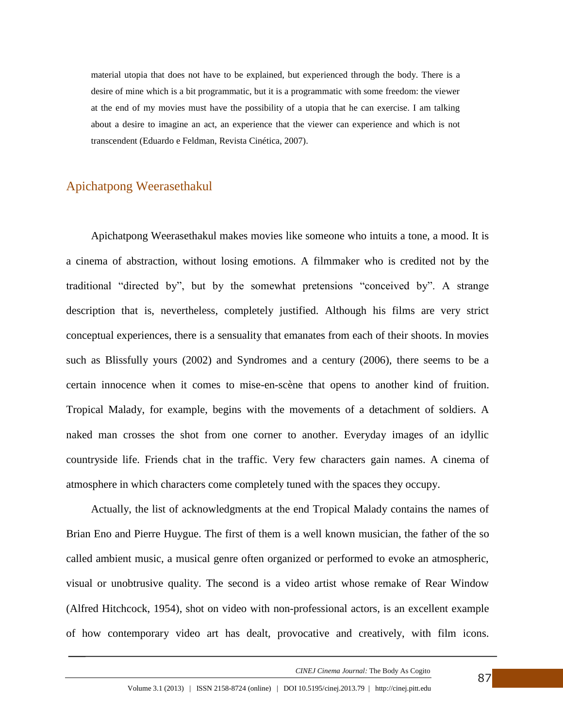> material utopia that does not have to be explained, but experienced through the body. There is a desire of mine which is a bit programmatic, but it is a programmatic with some freedom: the viewer at the end of my movies must have the possibility of a utopia that he can exercise. I am talking about a desire to imagine an act, an experience that the viewer can experience and which is not transcendent (Eduardo e Feldman, Revista Cinética, 2007).

## Apichatpong Weerasethakul

Apichatpong Weerasethakul makes movies like someone who intuits a tone, a mood. It is a cinema of abstraction, without losing emotions. A filmmaker who is credited not by the traditional "directed by", but by the somewhat pretensions "conceived by". A strange description that is, nevertheless, completely justified. Although his films are very strict conceptual experiences, there is a sensuality that emanates from each of their shoots. In movies such as Blissfully yours (2002) and Syndromes and a century (2006), there seems to be a certain innocence when it comes to mise-en-scène that opens to another kind of fruition. Tropical Malady, for example, begins with the movements of a detachment of soldiers. A naked man crosses the shot from one corner to another. Everyday images of an idyllic countryside life. Friends chat in the traffic. Very few characters gain names. A cinema of atmosphere in which characters come completely tuned with the spaces they occupy.

Actually, the list of acknowledgments at the end Tropical Malady contains the names of Brian Eno and Pierre Huygue. The first of them is a well known musician, the father of the so called ambient music, a musical genre often organized or performed to evoke an atmospheric, visual or unobtrusive quality. The second is a video artist whose remake of Rear Window (Alfred Hitchcock, 1954), shot on video with non-professional actors, is an excellent example of how contemporary video art has dealt, provocative and creatively, with film icons.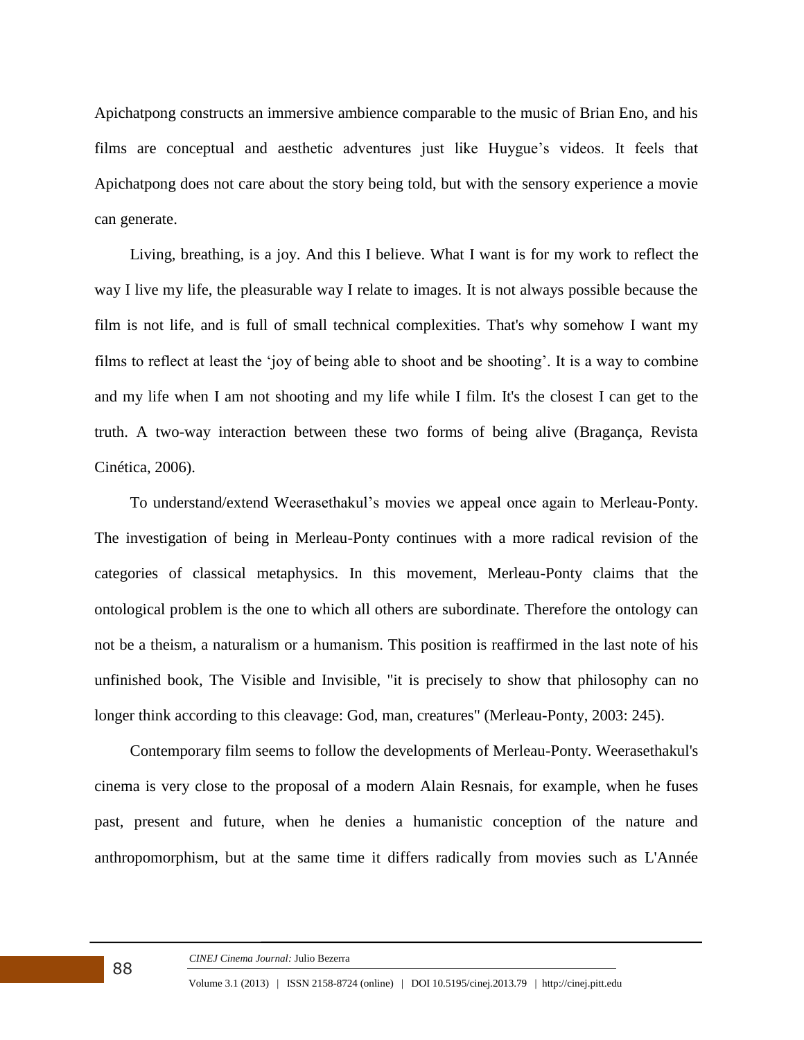Apichatpong constructs an immersive ambience comparable to the music of Brian Eno, and his films are conceptual and aesthetic adventures just like Huygue's videos. It feels that Apichatpong does not care about the story being told, but with the sensory experience a movie can generate.

Living, breathing, is a joy. And this I believe. What I want is for my work to reflect the way I live my life, the pleasurable way I relate to images. It is not always possible because the film is not life, and is full of small technical complexities. That's why somehow I want my films to reflect at least the 'joy of being able to shoot and be shooting'. It is a way to combine and my life when I am not shooting and my life while I film. It's the closest I can get to the truth. A two-way interaction between these two forms of being alive (Bragança, Revista Cinética, 2006).

To understand/extend Weerasethakul's movies we appeal once again to Merleau-Ponty. The investigation of being in Merleau-Ponty continues with a more radical revision of the categories of classical metaphysics. In this movement, Merleau-Ponty claims that the ontological problem is the one to which all others are subordinate. Therefore the ontology can not be a theism, a naturalism or a humanism. This position is reaffirmed in the last note of his unfinished book, The Visible and Invisible, "it is precisely to show that philosophy can no longer think according to this cleavage: God, man, creatures" (Merleau-Ponty, 2003: 245).

Contemporary film seems to follow the developments of Merleau-Ponty. Weerasethakul's cinema is very close to the proposal of a modern Alain Resnais, for example, when he fuses past, present and future, when he denies a humanistic conception of the nature and anthropomorphism, but at the same time it differs radically from movies such as L'Année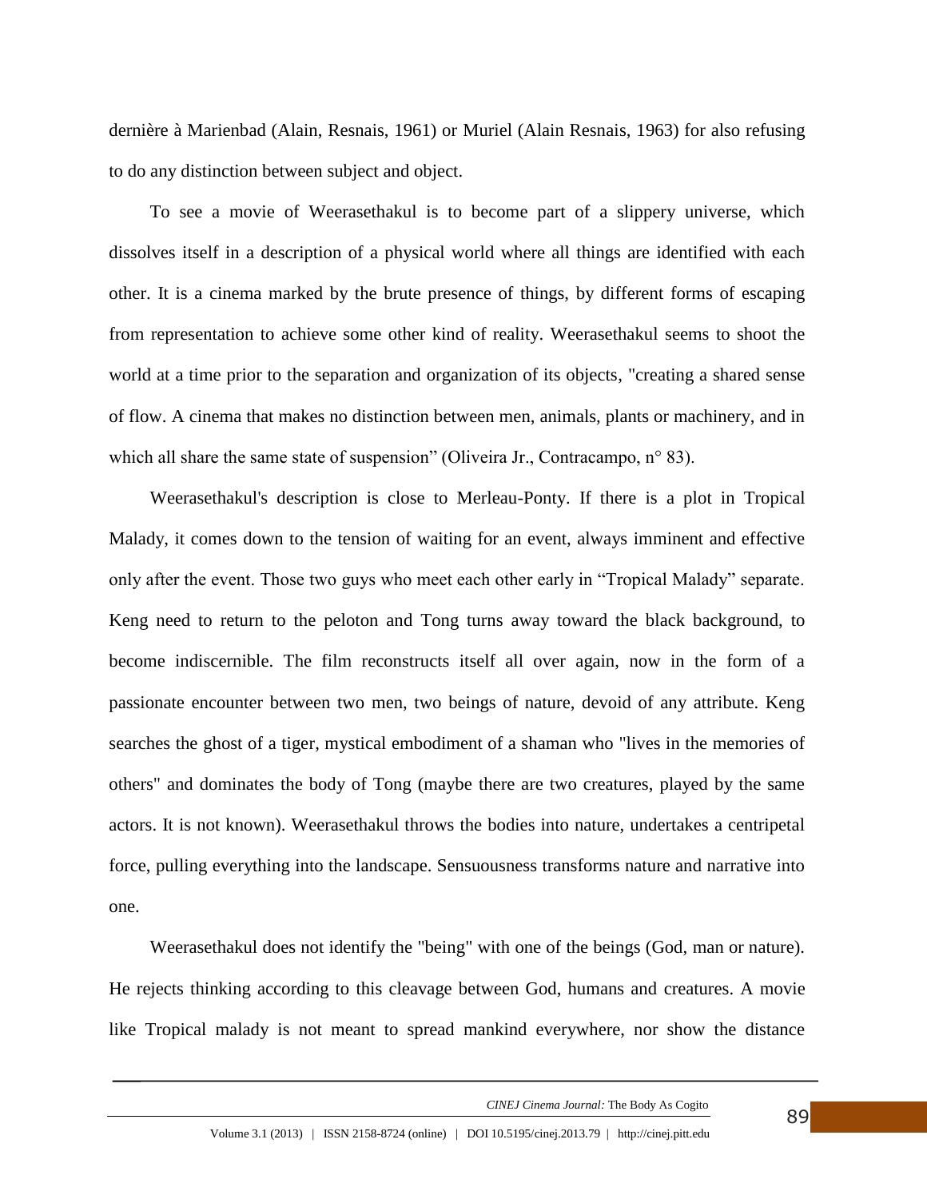dernière à Marienbad (Alain, Resnais, 1961) or Muriel (Alain Resnais, 1963) for also refusing to do any distinction between subject and object.

To see a movie of Weerasethakul is to become part of a slippery universe, which dissolves itself in a description of a physical world where all things are identified with each other. It is a cinema marked by the brute presence of things, by different forms of escaping from representation to achieve some other kind of reality. Weerasethakul seems to shoot the world at a time prior to the separation and organization of its objects, "creating a shared sense of flow. A cinema that makes no distinction between men, animals, plants or machinery, and in which all share the same state of suspension" (Oliveira Jr., Contracampo, n° 83).

Weerasethakul's description is close to Merleau-Ponty. If there is a plot in Tropical Malady, it comes down to the tension of waiting for an event, always imminent and effective only after the event. Those two guys who meet each other early in "Tropical Malady" separate. Keng need to return to the peloton and Tong turns away toward the black background, to become indiscernible. The film reconstructs itself all over again, now in the form of a passionate encounter between two men, two beings of nature, devoid of any attribute. Keng searches the ghost of a tiger, mystical embodiment of a shaman who "lives in the memories of others" and dominates the body of Tong (maybe there are two creatures, played by the same actors. It is not known). Weerasethakul throws the bodies into nature, undertakes a centripetal force, pulling everything into the landscape. Sensuousness transforms nature and narrative into one.

Weerasethakul does not identify the "being" with one of the beings (God, man or nature). He rejects thinking according to this cleavage between God, humans and creatures. A movie like Tropical malady is not meant to spread mankind everywhere, nor show the distance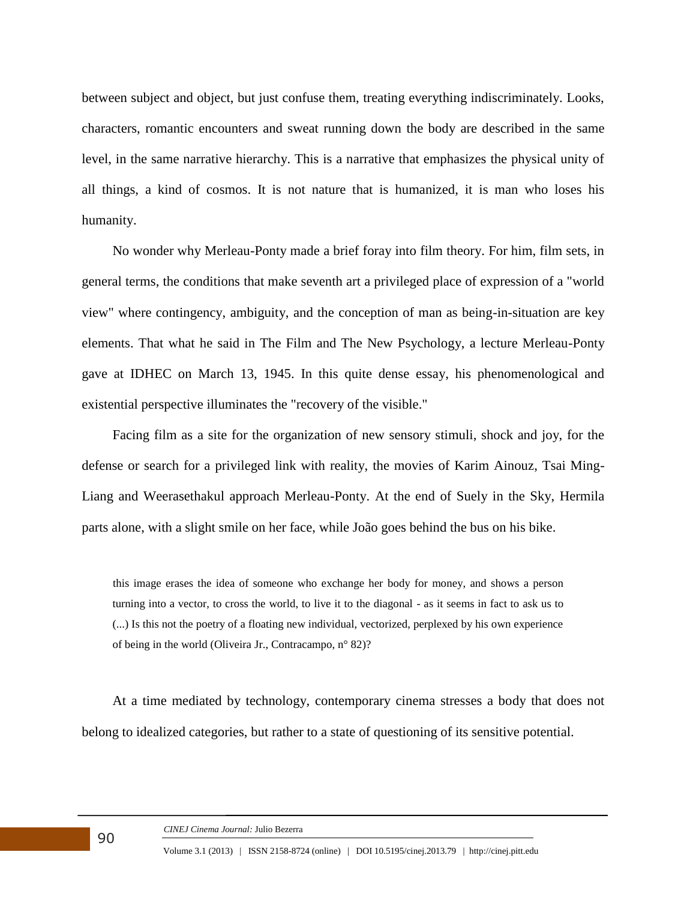between subject and object, but just confuse them, treating everything indiscriminately. Looks, characters, romantic encounters and sweat running down the body are described in the same level, in the same narrative hierarchy. This is a narrative that emphasizes the physical unity of all things, a kind of cosmos. It is not nature that is humanized, it is man who loses his humanity.

No wonder why Merleau-Ponty made a brief foray into film theory. For him, film sets, in general terms, the conditions that make seventh art a privileged place of expression of a "world view" where contingency, ambiguity, and the conception of man as being-in-situation are key elements. That what he said in The Film and The New Psychology, a lecture Merleau-Ponty gave at IDHEC on March 13, 1945. In this quite dense essay, his phenomenological and existential perspective illuminates the "recovery of the visible."

Facing film as a site for the organization of new sensory stimuli, shock and joy, for the defense or search for a privileged link with reality, the movies of Karim Ainouz, Tsai Ming-Liang and Weerasethakul approach Merleau-Ponty. At the end of Suely in the Sky, Hermila parts alone, with a slight smile on her face, while João goes behind the bus on his bike.

> this image erases the idea of someone who exchange her body for money, and shows a person turning into a vector, to cross the world, to live it to the diagonal - as it seems in fact to ask us to (...) Is this not the poetry of a floating new individual, vectorized, perplexed by his own experience of being in the world (Oliveira Jr., Contracampo, n° 82)?

At a time mediated by technology, contemporary cinema stresses a body that does not belong to idealized categories, but rather to a state of questioning of its sensitive potential.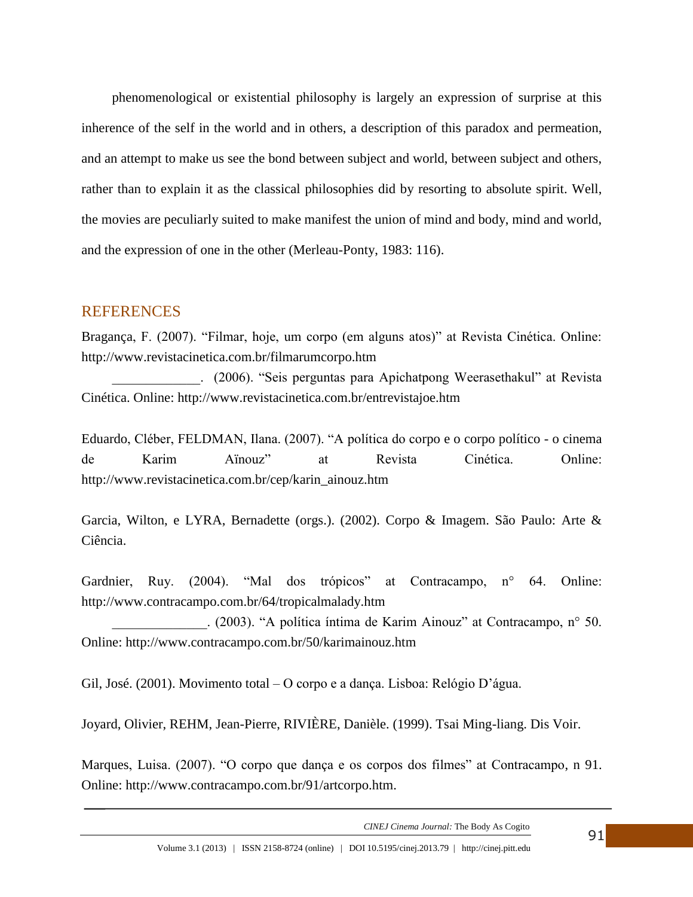phenomenological or existential philosophy is largely an expression of surprise at this inherence of the self in the world and in others, a description of this paradox and permeation, and an attempt to make us see the bond between subject and world, between subject and others, rather than to explain it as the classical philosophies did by resorting to absolute spirit. Well, the movies are peculiarly suited to make manifest the union of mind and body, mind and world, and the expression of one in the other (Merleau-Ponty, 1983: 116).

## REFERENCES

Bragança, F. (2007). "Filmar, hoje, um corpo (em alguns atos)" at Revista Cinética. Online: http://www.revistacinetica.com.br/filmarumcorpo.htm

_____________. (2006). "Seis perguntas para Apichatpong Weerasethakul" at Revista Cinética. Online: http://www.revistacinetica.com.br/entrevistajoe.htm

Eduardo, Cléber, FELDMAN, Ilana. (2007). "A política do corpo e o corpo político - o cinema de Karim Aïnouz" at Revista Cinética. Online: http://www.revistacinetica.com.br/cep/karin_ainouz.htm

Garcia, Wilton, e LYRA, Bernadette (orgs.). (2002). Corpo & Imagem. São Paulo: Arte & Ciência.

Gardnier, Ruy. (2004). "Mal dos trópicos" at Contracampo, n° 64. Online: http://www.contracampo.com.br/64/tropicalmalady.htm

______________. (2003). "A política íntima de Karim Ainouz" at Contracampo, n° 50. Online: http://www.contracampo.com.br/50/karimainouz.htm

Gil, José. (2001). Movimento total – O corpo e a dança. Lisboa: Relógio D'água.

Joyard, Olivier, REHM, Jean-Pierre, RIVIÈRE, Danièle. (1999). Tsai Ming-liang. Dis Voir.

Marques, Luisa. (2007). "O corpo que dança e os corpos dos filmes" at Contracampo, n 91. Online: http://www.contracampo.com.br/91/artcorpo.htm.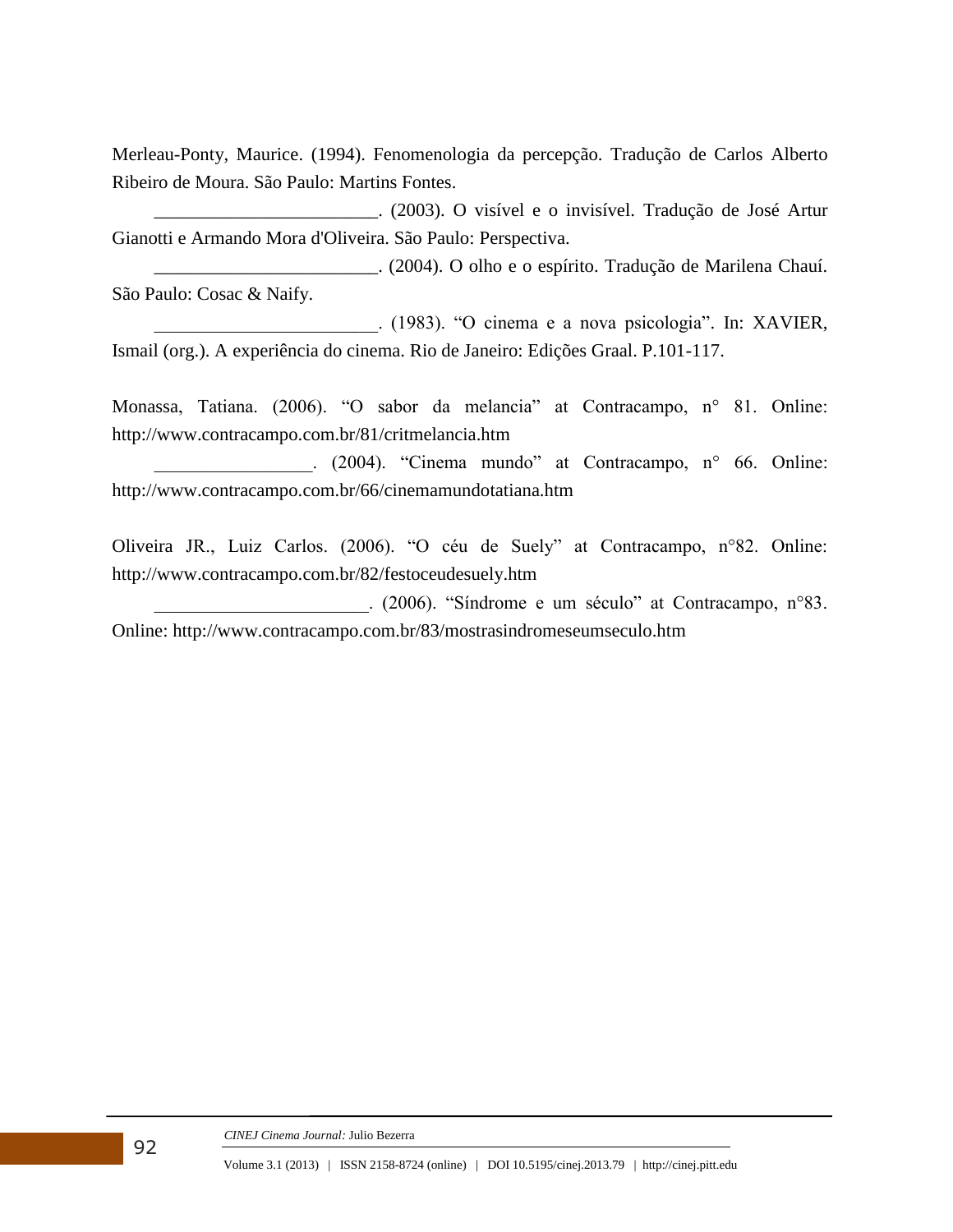Merleau-Ponty, Maurice. (1994). Fenomenologia da percepção. Tradução de Carlos Alberto Ribeiro de Moura. São Paulo: Martins Fontes.

________________________. (2003). O visível e o invisível. Tradução de José Artur Gianotti e Armando Mora d'Oliveira. São Paulo: Perspectiva.

________________________. (2004). O olho e o espírito. Tradução de Marilena Chauí. São Paulo: Cosac & Naify.

________________________. (1983). "O cinema e a nova psicologia". In: XAVIER, Ismail (org.). A experiência do cinema. Rio de Janeiro: Edições Graal. P.101-117.

Monassa, Tatiana. (2006). "O sabor da melancia" at Contracampo, n° 81. Online: http://www.contracampo.com.br/81/critmelancia.htm

_________________. (2004). "Cinema mundo" at Contracampo, n° 66. Online: http://www.contracampo.com.br/66/cinemamundotatiana.htm

Oliveira JR., Luiz Carlos. (2006). "O céu de Suely" at Contracampo, n°82. Online: http://www.contracampo.com.br/82/festoceudesuely.htm

_______________________. (2006). "Síndrome e um século" at Contracampo, n°83. Online: http://www.contracampo.com.br/83/mostrasindromeseumseculo.htm